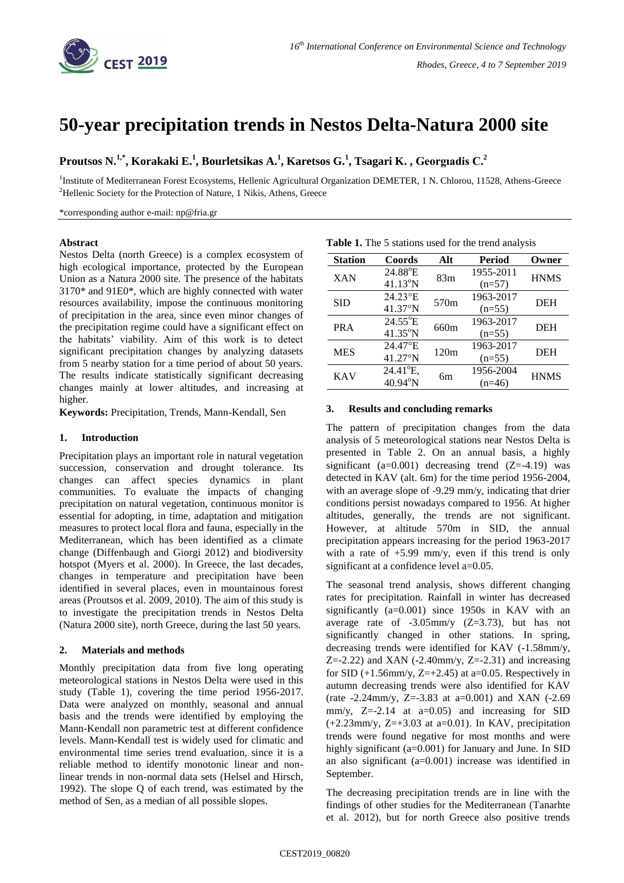# 50-year precipitation trends in Nestos Delta-Natura 2000 site

**Proutsos N.[1,*], Korakaki E.[1], Bourletsikas A.[1], Karetsos G.[1], Tsagari K. , Georgıadis C.[2]**

[1]Institute of Mediterranean Forest Ecosystems, Hellenic Agricultural Organization DEMETER, 1 N. Chlorou, 11528, Athens-Greece
[2]Hellenic Society for the Protection of Nature, 1 Nikis, Athens, Greece

*corresponding author e-mail: np@fria.gr

### Abstract

Nestos Delta (north Greece) is a complex ecosystem of high ecological importance, protected by the European Union as a Natura 2000 site. The presence of the habitats 3170* and 91E0*, which are highly connected with water resources availability, impose the continuous monitoring of precipitation in the area, since even minor changes of the precipitation regime could have a significant effect on the habitats' viability. Aim of this work is to detect significant precipitation changes by analyzing datasets from 5 nearby station for a time period of about 50 years. The results indicate statistically significant decreasing changes mainly at lower altitudes, and increasing at higher.

**Keywords:** Precipitation, Trends, Mann-Kendall, Sen

## 1. Introduction

Precipitation plays an important role in natural vegetation succession, conservation and drought tolerance. Its changes can affect species dynamics in plant communities. To evaluate the impacts of changing precipitation on natural vegetation, continuous monitor is essential for adopting, in time, adaptation and mitigation measures to protect local flora and fauna, especially in the Mediterranean, which has been identified as a climate change (Diffenbaugh and Giorgi 2012) and biodiversity hotspot (Myers et al. 2000). In Greece, the last decades, changes in temperature and precipitation have been identified in several places, even in mountainous forest areas (Proutsos et al. 2009, 2010). The aim of this study is to investigate the precipitation trends in Nestos Delta (Natura 2000 site), north Greece, during the last 50 years.

## 2. Materials and methods

Monthly precipitation data from five long operating meteorological stations in Nestos Delta were used in this study (Table 1), covering the time period 1956-2017. Data were analyzed on monthly, seasonal and annual basis and the trends were identified by employing the Mann-Kendall non parametric test at different confidence levels. Mann-Kendall test is widely used for climatic and environmental time series trend evaluation, since it is a reliable method to identify monotonic linear and non-linear trends in non-normal data sets (Helsel and Hirsch, 1992). The slope Q of each trend, was estimated by the method of Sen, as a median of all possible slopes.

**Table 1.** The 5 stations used for the trend analysis

| Station | Coords | Alt | Period | Owner |
|---|---|---|---|---|
| XAN | 24.88°E 41.13°N | 83m | 1955-2011 (n=57) | HNMS |
| SID | 24.23°E 41.37°N | 570m | 1963-2017 (n=55) | DEH |
| PRA | 24.55°E 41.35°N | 660m | 1963-2017 (n=55) | DEH |
| MES | 24.47°E 41.27°N | 120m | 1963-2017 (n=55) | DEH |
| KAV | 24.41°E, 40.94°N | 6m | 1956-2004 (n=46) | HNMS |

## 3. Results and concluding remarks

The pattern of precipitation changes from the data analysis of 5 meteorological stations near Nestos Delta is presented in Table 2. On an annual basis, a highly significant (a=0.001) decreasing trend (Z=-4.19) was detected in KAV (alt. 6m) for the time period 1956-2004, with an average slope of -9.29 mm/y, indicating that drier conditions persist nowadays compared to 1956. At higher altitudes, generally, the trends are not significant. However, at altitude 570m in SID, the annual precipitation appears increasing for the period 1963-2017 with a rate of +5.99 mm/y, even if this trend is only significant at a confidence level a=0.05.

The seasonal trend analysis, shows different changing rates for precipitation. Rainfall in winter has decreased significantly (a=0.001) since 1950s in KAV with an average rate of -3.05mm/y (Z=3.73), but has not significantly changed in other stations. In spring, decreasing trends were identified for KAV (-1.58mm/y, Z=-2.22) and XAN (-2.40mm/y, Z=-2.31) and increasing for SID (+1.56mm/y, Z=+2.45) at a=0.05. Respectively in autumn decreasing trends were also identified for KAV (rate -2.24mm/y, Z=-3.83 at a=0.001) and XAN (-2.69 mm/y, Z=-2.14 at a=0.05) and increasing for SID (+2.23mm/y, Z=+3.03 at a=0.01). In KAV, precipitation trends were found negative for most months and were highly significant (a=0.001) for January and June. In SID an also significant (a=0.001) increase was identified in September.

The decreasing precipitation trends are in line with the findings of other studies for the Mediterranean (Tanarhte et al. 2012), but for north Greece also positive trends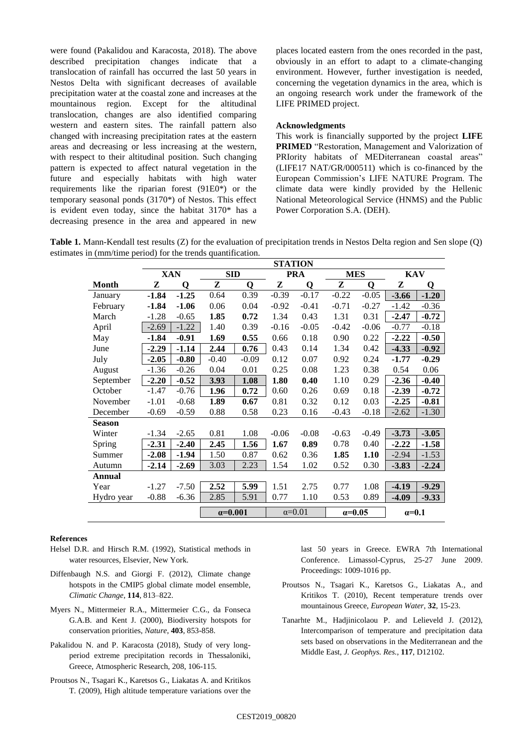were found (Pakalidou and Karacosta, 2018). The above described precipitation changes indicate that a translocation of rainfall has occurred the last 50 years in Nestos Delta with significant decreases of available precipitation water at the coastal zone and increases at the mountainous region. Except for the altitudinal translocation, changes are also identified comparing western and eastern sites. The rainfall pattern also changed with increasing precipitation rates at the eastern areas and decreasing or less increasing at the western, with respect to their altitudinal position. Such changing pattern is expected to affect natural vegetation in the future and especially habitats with high water requirements like the riparian forest (91E0*) or the temporary seasonal ponds (3170*) of Nestos. This effect is evident even today, since the habitat 3170* has a decreasing presence in the area and appeared in new places located eastern from the ones recorded in the past, obviously in an effort to adapt to a climate-changing environment. However, further investigation is needed, concerning the vegetation dynamics in the area, which is an ongoing research work under the framework of the LIFE PRIMED project.

#### Acknowledgments

This work is financially supported by the project **LIFE PRIMED** "Restoration, Management and Valorization of PRIority habitats of MEDiterranean coastal areas" (LIFE17 NAT/GR/000511) which is co-financed by the European Commission's LIFE NATURE Program. The climate data were kindly provided by the Hellenic National Meteorological Service (HNMS) and the Public Power Corporation S.A. (DEH).

**Table 1.** Mann-Kendall test results (Z) for the evaluation of precipitation trends in Nestos Delta region and Sen slope (Q) estimates in (mm/time period) for the trends quantification.

| | STATION | | | | | | | | | |
|---|---|---|---|---|---|---|---|---|---|---|
| | **XAN** | | **SID** | | **PRA** | | **MES** | | **KAV** | |
| **Month** | **Z** | **Q** | **Z** | **Q** | **Z** | **Q** | **Z** | **Q** | **Z** | **Q** |
| January | **-1.84** | **-1.25** | 0.64 | 0.39 | -0.39 | -0.17 | -0.22 | -0.05 | **-3.66** | **-1.20** |
| February | **-1.84** | **-1.06** | 0.06 | 0.04 | -0.92 | -0.41 | -0.71 | -0.27 | -1.42 | -0.36 |
| March | -1.28 | -0.65 | **1.85** | **0.72** | 1.34 | 0.43 | 1.31 | 0.31 | **-2.47** | **-0.72** |
| April | -2.69 | -1.22 | 1.40 | 0.39 | -0.16 | -0.05 | -0.42 | -0.06 | -0.77 | -0.18 |
| May | **-1.84** | **-0.91** | **1.69** | **0.55** | 0.66 | 0.18 | 0.90 | 0.22 | **-2.22** | **-0.50** |
| June | **-2.29** | **-1.14** | **2.44** | **0.76** | 0.43 | 0.14 | 1.34 | 0.42 | **-4.33** | **-0.92** |
| July | **-2.05** | **-0.80** | -0.40 | -0.09 | 0.12 | 0.07 | 0.92 | 0.24 | **-1.77** | **-0.29** |
| August | -1.36 | -0.26 | 0.04 | 0.01 | 0.25 | 0.08 | 1.23 | 0.38 | 0.54 | 0.06 |
| September | **-2.20** | **-0.52** | **3.93** | **1.08** | **1.80** | **0.40** | 1.10 | 0.29 | **-2.36** | **-0.40** |
| October | -1.47 | -0.76 | **1.96** | **0.72** | 0.60 | 0.26 | 0.69 | 0.18 | **-2.39** | **-0.72** |
| November | -1.01 | -0.68 | **1.89** | **0.67** | 0.81 | 0.32 | 0.12 | 0.03 | **-2.25** | **-0.81** |
| December | -0.69 | -0.59 | 0.88 | 0.58 | 0.23 | 0.16 | -0.43 | -0.18 | -2.62 | -1.30 |
| **Season** | | | | | | | | | | |
| Winter | -1.34 | -2.65 | 0.81 | 1.08 | -0.06 | -0.08 | -0.63 | -0.49 | **-3.73** | **-3.05** |
| Spring | **-2.31** | **-2.40** | **2.45** | **1.56** | **1.67** | **0.89** | 0.78 | 0.40 | **-2.22** | **-1.58** |
| Summer | **-2.08** | **-1.94** | 1.50 | 0.87 | 0.62 | 0.36 | **1.85** | **1.10** | -2.94 | -1.53 |
| Autumn | **-2.14** | **-2.69** | 3.03 | 2.23 | 1.54 | 1.02 | 0.52 | 0.30 | **-3.83** | **-2.24** |
| **Annual** | | | | | | | | | | |
| Year | -1.27 | -7.50 | **2.52** | **5.99** | 1.51 | 2.75 | 0.77 | 1.08 | **-4.19** | **-9.29** |
| Hydro year | -0.88 | -6.36 | 2.85 | 5.91 | 0.77 | 1.10 | 0.53 | 0.89 | **-4.09** | **-9.33** |
| | | | **α=0.001** | | α=0.01 | | **α=0.05** | | **α=0.1** | |

#### References

Helsel D.R. and Hirsch R.M. (1992), Statistical methods in water resources, Elsevier, New York.

Diffenbaugh N.S. and Giorgi F. (2012), Climate change hotspots in the CMIP5 global climate model ensemble, *Climatic Change*, **114**, 813–822.

Myers N., Mittermeier R.A., Mittermeier C.G., da Fonseca G.A.B. and Kent J. (2000), Biodiversity hotspots for conservation priorities, *Nature*, **403**, 853-858.

Pakalidou N. and P. Karacosta (2018), Study of very long-period extreme precipitation records in Thessaloniki, Greece, Atmospheric Research, 208, 106-115.

Proutsos N., Tsagari K., Karetsos G., Liakatas A. and Kritikos T. (2009), High altitude temperature variations over the last 50 years in Greece. EWRA 7th International Conference. Limassol-Cyprus, 25-27 June 2009. Proceedings: 1009-1016 pp.

Proutsos N., Tsagari K., Karetsos G., Liakatas A., and Kritikos T. (2010), Recent temperature trends over mountainous Greece, *European Water*, **32**, 15-23.

Tanarhte M., Hadjinicolaou P. and Lelieveld J. (2012), Intercomparison of temperature and precipitation data sets based on observations in the Mediterranean and the Middle East, *J. Geophys. Res.*, **117**, D12102.